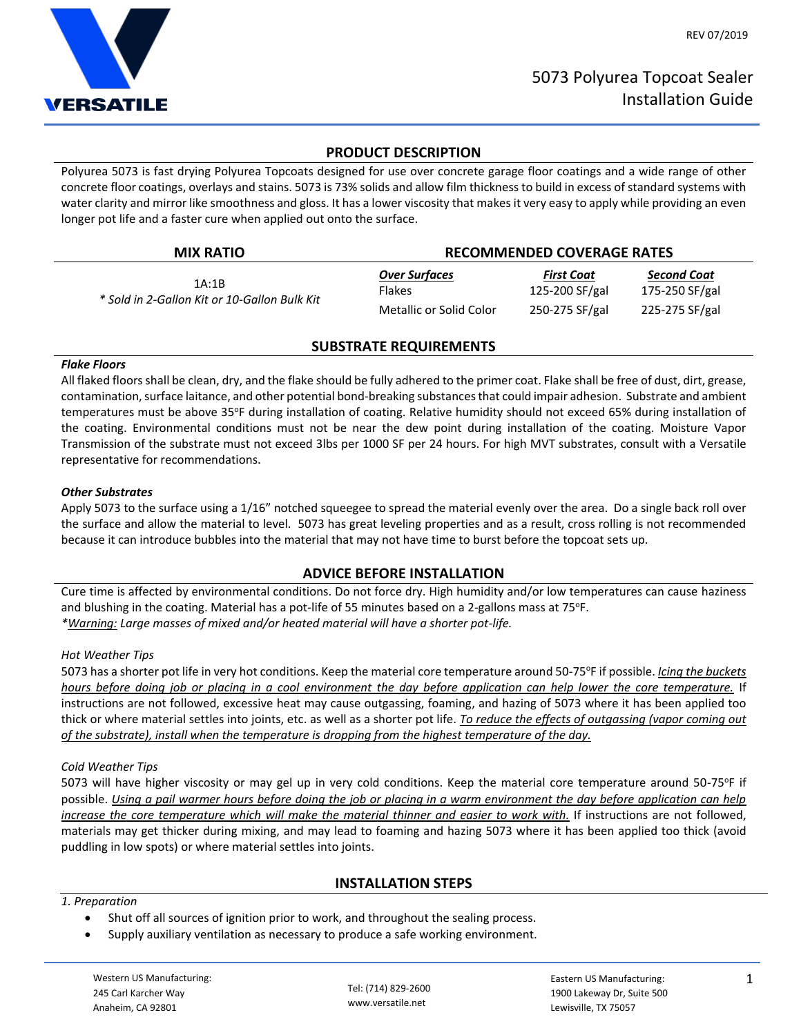# 5073 Polyurea Topcoat Sealer Installation Guide

REV 07/2019

## PRODUCT DESCRIPTION

Polyurea 5073 is fast drying Polyurea Topcoats designed for use over concrete garage floor coatings and a wide range of other concrete floor coatings, overlays and stains. 5073 is 73% solids and allow film thickness to build in excess of standard systems with water clarity and mirror like smoothness and gloss. It has a lower viscosity that makes it very easy to apply while providing an even longer pot life and a faster cure when applied out onto the surface.

| MIX RATIO | RECOMMENDED COVERAGE RATES | | |
|---|---|---|---|
| | ***Over Surfaces*** | ***First Coat*** | ***Second Coat*** |
| 1A:1B<br>*\* Sold in 2-Gallon Kit or 10-Gallon Bulk Kit* | Flakes | 125-200 SF/gal | 175-250 SF/gal |
| | Metallic or Solid Color | 250-275 SF/gal | 225-275 SF/gal |

## SUBSTRATE REQUIREMENTS

***Flake Floors***

All flaked floors shall be clean, dry, and the flake should be fully adhered to the primer coat. Flake shall be free of dust, dirt, grease, contamination, surface laitance, and other potential bond-breaking substances that could impair adhesion. Substrate and ambient temperatures must be above 35°F during installation of coating. Relative humidity should not exceed 65% during installation of the coating. Environmental conditions must not be near the dew point during installation of the coating. Moisture Vapor Transmission of the substrate must not exceed 3lbs per 1000 SF per 24 hours. For high MVT substrates, consult with a Versatile representative for recommendations.

***Other Substrates***

Apply 5073 to the surface using a 1/16" notched squeegee to spread the material evenly over the area. Do a single back roll over the surface and allow the material to level. 5073 has great leveling properties and as a result, cross rolling is not recommended because it can introduce bubbles into the material that may not have time to burst before the topcoat sets up.

## ADVICE BEFORE INSTALLATION

Cure time is affected by environmental conditions. Do not force dry. High humidity and/or low temperatures can cause haziness and blushing in the coating. Material has a pot-life of 55 minutes based on a 2-gallons mass at 75°F.

*\*<u>Warning:</u> Large masses of mixed and/or heated material will have a shorter pot-life.*

*Hot Weather Tips*

5073 has a shorter pot life in very hot conditions. Keep the material core temperature around 50-75°F if possible. *<u>Icing the buckets hours before doing job or placing in a cool environment the day before application can help lower the core temperature.</u>* If instructions are not followed, excessive heat may cause outgassing, foaming, and hazing of 5073 where it has been applied too thick or where material settles into joints, etc. as well as a shorter pot life. *<u>To reduce the effects of outgassing (vapor coming out of the substrate), install when the temperature is dropping from the highest temperature of the day.</u>*

*Cold Weather Tips*

5073 will have higher viscosity or may gel up in very cold conditions. Keep the material core temperature around 50-75°F if possible. *<u>Using a pail warmer hours before doing the job or placing in a warm environment the day before application can help increase the core temperature which will make the material thinner and easier to work with.</u>* If instructions are not followed, materials may get thicker during mixing, and may lead to foaming and hazing 5073 where it has been applied too thick (avoid puddling in low spots) or where material settles into joints.

## INSTALLATION STEPS

*1. Preparation*

- Shut off all sources of ignition prior to work, and throughout the sealing process.
- Supply auxiliary ventilation as necessary to produce a safe working environment.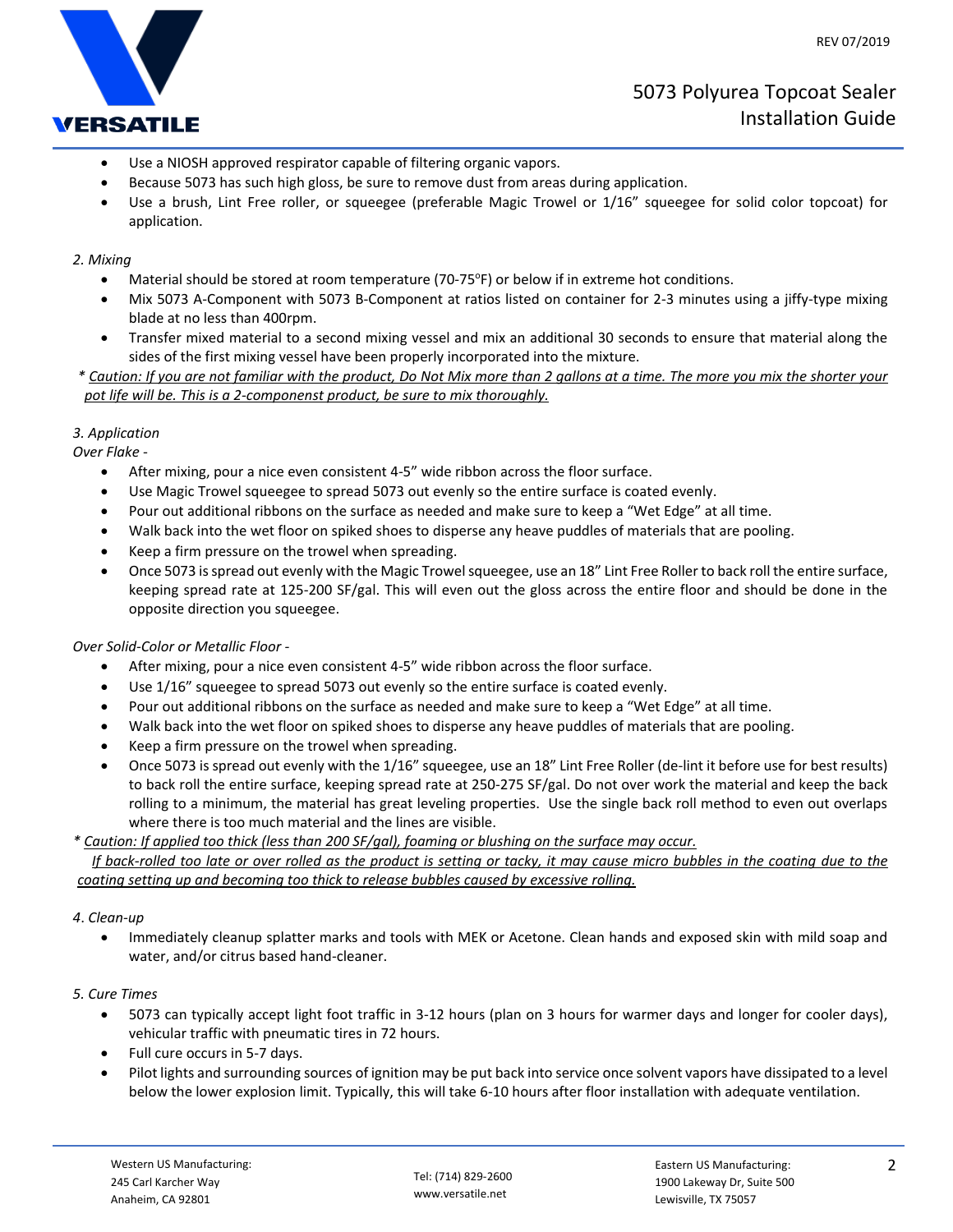- Use a NIOSH approved respirator capable of filtering organic vapors.
- Because 5073 has such high gloss, be sure to remove dust from areas during application.
- Use a brush, Lint Free roller, or squeegee (preferable Magic Trowel or 1/16" squeegee for solid color topcoat) for application.

*2. Mixing*

- Material should be stored at room temperature (70-75°F) or below if in extreme hot conditions.
- Mix 5073 A-Component with 5073 B-Component at ratios listed on container for 2-3 minutes using a jiffy-type mixing blade at no less than 400rpm.
- Transfer mixed material to a second mixing vessel and mix an additional 30 seconds to ensure that material along the sides of the first mixing vessel have been properly incorporated into the mixture.

*\* Caution: If you are not familiar with the product, Do Not Mix more than 2 gallons at a time. The more you mix the shorter your pot life will be. This is a 2-componenst product, be sure to mix thoroughly.*

*3. Application*

*Over Flake -*

- After mixing, pour a nice even consistent 4-5" wide ribbon across the floor surface.
- Use Magic Trowel squeegee to spread 5073 out evenly so the entire surface is coated evenly.
- Pour out additional ribbons on the surface as needed and make sure to keep a "Wet Edge" at all time.
- Walk back into the wet floor on spiked shoes to disperse any heave puddles of materials that are pooling.
- Keep a firm pressure on the trowel when spreading.
- Once 5073 is spread out evenly with the Magic Trowel squeegee, use an 18" Lint Free Roller to back roll the entire surface, keeping spread rate at 125-200 SF/gal. This will even out the gloss across the entire floor and should be done in the opposite direction you squeegee.

*Over Solid-Color or Metallic Floor -*

- After mixing, pour a nice even consistent 4-5" wide ribbon across the floor surface.
- Use 1/16" squeegee to spread 5073 out evenly so the entire surface is coated evenly.
- Pour out additional ribbons on the surface as needed and make sure to keep a "Wet Edge" at all time.
- Walk back into the wet floor on spiked shoes to disperse any heave puddles of materials that are pooling.
- Keep a firm pressure on the trowel when spreading.
- Once 5073 is spread out evenly with the 1/16" squeegee, use an 18" Lint Free Roller (de-lint it before use for best results) to back roll the entire surface, keeping spread rate at 250-275 SF/gal. Do not over work the material and keep the back rolling to a minimum, the material has great leveling properties. Use the single back roll method to even out overlaps where there is too much material and the lines are visible.

*\* Caution: If applied too thick (less than 200 SF/gal), foaming or blushing on the surface may occur.*
*If back-rolled too late or over rolled as the product is setting or tacky, it may cause micro bubbles in the coating due to the coating setting up and becoming too thick to release bubbles caused by excessive rolling.*

*4. Clean-up*

- Immediately cleanup splatter marks and tools with MEK or Acetone. Clean hands and exposed skin with mild soap and water, and/or citrus based hand-cleaner.

*5. Cure Times*

- 5073 can typically accept light foot traffic in 3-12 hours (plan on 3 hours for warmer days and longer for cooler days), vehicular traffic with pneumatic tires in 72 hours.
- Full cure occurs in 5-7 days.
- Pilot lights and surrounding sources of ignition may be put back into service once solvent vapors have dissipated to a level below the lower explosion limit. Typically, this will take 6-10 hours after floor installation with adequate ventilation.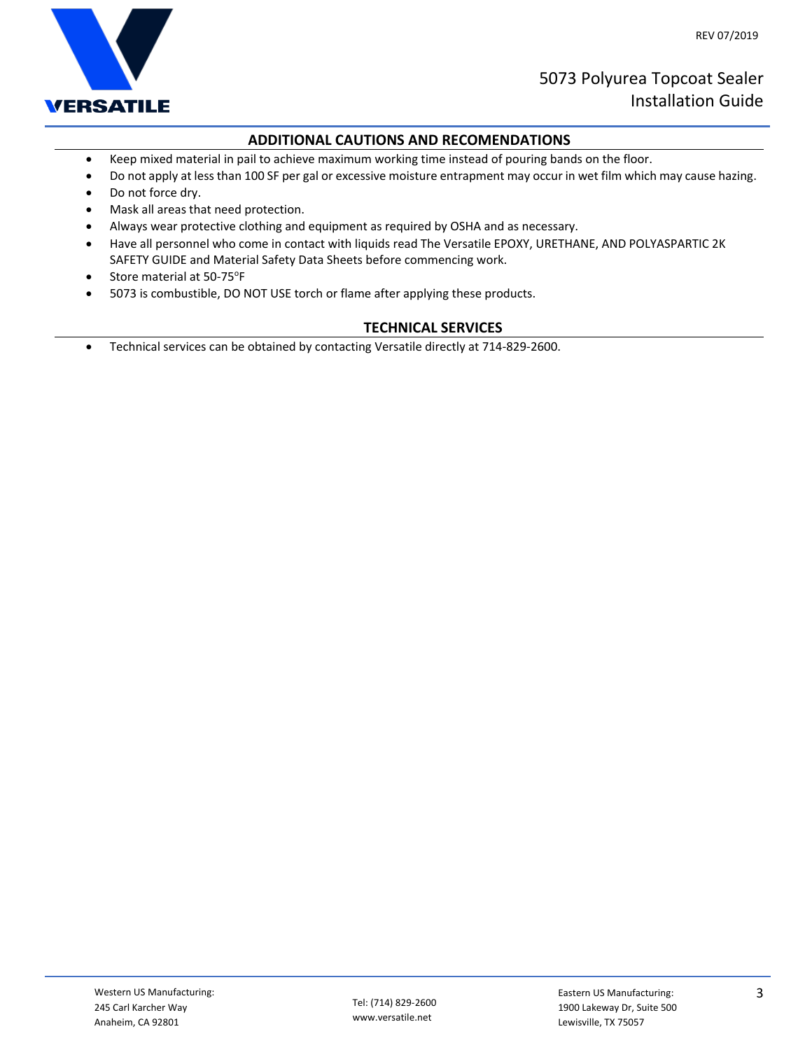## ADDITIONAL CAUTIONS AND RECOMENDATIONS

- Keep mixed material in pail to achieve maximum working time instead of pouring bands on the floor.
- Do not apply at less than 100 SF per gal or excessive moisture entrapment may occur in wet film which may cause hazing.
- Do not force dry.
- Mask all areas that need protection.
- Always wear protective clothing and equipment as required by OSHA and as necessary.
- Have all personnel who come in contact with liquids read The Versatile EPOXY, URETHANE, AND POLYASPARTIC 2K SAFETY GUIDE and Material Safety Data Sheets before commencing work.
- Store material at 50-75°F
- 5073 is combustible, DO NOT USE torch or flame after applying these products.

## TECHNICAL SERVICES

- Technical services can be obtained by contacting Versatile directly at 714-829-2600.